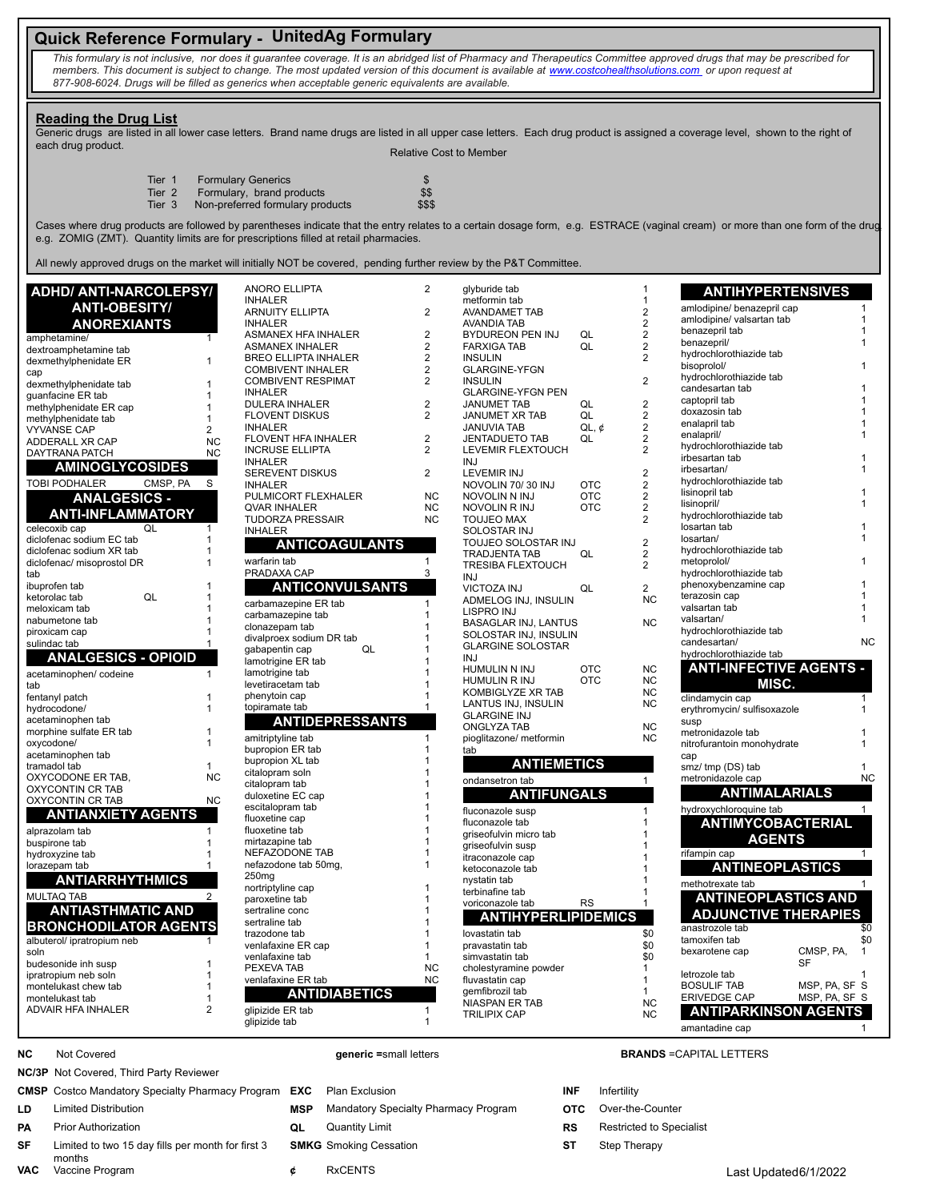# Quick Reference Formulary - UnitedAg Formulary

*This formulary is not inclusive, nor does it guarantee coverage. It is an abridged list of Pharmacy and Therapeutics Committee approved drugs that may be prescribed for members. This document is subject to change. The most updated version of this document is available at www.costcohealthsolutions.com or upon request at 877-908-6024. Drugs will be filled as generics when acceptable generic equivalents are available.*

## Reading the Drug List

Generic drugs are listed in all lower case letters. Brand name drugs are listed in all upper case letters. Each drug product is assigned a coverage level, shown to the right of each drug product.

| | | Relative Cost to Member |
|---|---|---|
| Tier 1 | Formulary Generics | $ |
| Tier 2 | Formulary, brand products | $$ |
| Tier 3 | Non-preferred formulary products | $$$ |

Cases where drug products are followed by parentheses indicate that the entry relates to a certain dosage form, e.g. ESTRACE (vaginal cream) or more than one form of the drug, e.g. ZOMIG (ZMT). Quantity limits are for prescriptions filled at retail pharmacies.

All newly approved drugs on the market will initially NOT be covered, pending further review by the P&T Committee.

### ADHD/ ANTI-NARCOLEPSY/ ANTI-OBESITY/ ANOREXIANTS

| Drug | Notes | Tier |
|---|---|---|
| amphetamine/ dextroamphetamine tab | | 1 |
| dexmethylphenidate ER cap | | 1 |
| dexmethylphenidate tab | | 1 |
| guanfacine ER tab | | 1 |
| methylphenidate ER cap | | 1 |
| methylphenidate tab | | 1 |
| VYVANSE CAP | | 2 |
| ADDERALL XR CAP | | NC |
| DAYTRANA PATCH | | NC |

### AMINOGLYCOSIDES

| Drug | Notes | Tier |
|---|---|---|
| TOBI PODHALER | CMSP, PA | S |

### ANALGESICS - ANTI-INFLAMMATORY

| Drug | Notes | Tier |
|---|---|---|
| celecoxib cap | QL | 1 |
| diclofenac sodium EC tab | | 1 |
| diclofenac sodium XR tab | | 1 |
| diclofenac/ misoprostol DR tab | | 1 |
| ibuprofen tab | | 1 |
| ketorolac tab | QL | 1 |
| meloxicam tab | | 1 |
| nabumetone tab | | 1 |
| piroxicam cap | | 1 |
| sulindac tab | | 1 |

### ANALGESICS - OPIOID

| Drug | Notes | Tier |
|---|---|---|
| acetaminophen/ codeine tab | | 1 |
| fentanyl patch | | 1 |
| hydrocodone/ acetaminophen tab | | 1 |
| morphine sulfate ER tab | | 1 |
| oxycodone/ acetaminophen tab | | 1 |
| tramadol tab | | 1 |
| OXYCODONE ER TAB, OXYCONTIN CR TAB | | NC |
| OXYCONTIN CR TAB | | NC |

### ANTIANXIETY AGENTS

| Drug | Notes | Tier |
|---|---|---|
| alprazolam tab | | 1 |
| buspirone tab | | 1 |
| hydroxyzine tab | | 1 |
| lorazepam tab | | 1 |

### ANTIARRHYTHMICS

| Drug | Notes | Tier |
|---|---|---|
| MULTAQ TAB | | 2 |

### ANTIASTHMATIC AND BRONCHODILATOR AGENTS

| Drug | Notes | Tier |
|---|---|---|
| albuterol/ ipratropium neb soln | | 1 |
| budesonide inh susp | | 1 |
| ipratropium neb soln | | 1 |
| montelukast chew tab | | 1 |
| montelukast tab | | 1 |
| ADVAIR HFA INHALER | | 2 |
| ANORO ELLIPTA INHALER | | 2 |
| ARNUITY ELLIPTA INHALER | | 2 |
| ASMANEX HFA INHALER | | 2 |
| ASMANEX INHALER | | 2 |
| BREO ELLIPTA INHALER | | 2 |
| COMBIVENT INHALER | | 2 |
| COMBIVENT RESPIMAT INHALER | | 2 |
| DULERA INHALER | | 2 |
| FLOVENT DISKUS INHALER | | 2 |
| FLOVENT HFA INHALER | | 2 |
| INCRUSE ELLIPTA INHALER | | 2 |
| SEREVENT DISKUS INHALER | | 2 |
| PULMICORT FLEXHALER | | NC |
| QVAR INHALER | | NC |
| TUDORZA PRESSAIR INHALER | | NC |

### ANTICOAGULANTS

| Drug | Notes | Tier |
|---|---|---|
| warfarin tab | | 1 |
| PRADAXA CAP | | 3 |

### ANTICONVULSANTS

| Drug | Notes | Tier |
|---|---|---|
| carbamazepine ER tab | | 1 |
| carbamazepine tab | | 1 |
| clonazepam tab | | 1 |
| divalproex sodium DR tab | | 1 |
| gabapentin cap | QL | 1 |
| lamotrigine ER tab | | 1 |
| lamotrigine tab | | 1 |
| levetiracetam tab | | 1 |
| phenytoin cap | | 1 |
| topiramate tab | | 1 |

### ANTIDEPRESSANTS

| Drug | Notes | Tier |
|---|---|---|
| amitriptyline tab | | 1 |
| bupropion ER tab | | 1 |
| bupropion XL tab | | 1 |
| citalopram soln | | 1 |
| citalopram tab | | 1 |
| duloxetine EC cap | | 1 |
| escitalopram tab | | 1 |
| fluoxetine cap | | 1 |
| fluoxetine tab | | 1 |
| mirtazapine tab | | 1 |
| NEFAZODONE TAB | | 1 |
| nefazodone tab 50mg, 250mg | | 1 |
| nortriptyline cap | | 1 |
| paroxetine tab | | 1 |
| sertraline conc | | 1 |
| sertraline tab | | 1 |
| trazodone tab | | 1 |
| venlafaxine ER cap | | 1 |
| venlafaxine tab | | 1 |
| PEXEVA TAB | | NC |
| venlafaxine ER tab | | NC |

### ANTIDIABETICS

| Drug | Notes | Tier |
|---|---|---|
| glipizide ER tab | | 1 |
| glipizide tab | | 1 |
| glyburide tab | | 1 |
| metformin tab | | 1 |
| AVANDAMET TAB | | 2 |
| AVANDIA TAB | | 2 |
| BYDUREON PEN INJ | QL | 2 |
| FARXIGA TAB | QL | 2 |
| INSULIN GLARGINE-YFGN | | 2 |
| INSULIN GLARGINE-YFGN PEN | | 2 |
| JANUMET TAB | QL | 2 |
| JANUMET XR TAB | QL | 2 |
| JANUVIA TAB | QL, ¢ | 2 |
| JENTADUETO TAB | QL | 2 |
| LEVEMIR FLEXTOUCH INJ | | 2 |
| LEVEMIR INJ | | 2 |
| NOVOLIN 70/ 30 INJ | OTC | 2 |
| NOVOLIN N INJ | OTC | 2 |
| NOVOLIN R INJ | OTC | 2 |
| TOUJEO MAX SOLOSTAR INJ | | 2 |
| TOUJEO SOLOSTAR INJ | | 2 |
| TRADJENTA TAB | QL | 2 |
| TRESIBA FLEXTOUCH INJ | | 2 |
| VICTOZA INJ | QL | 2 |
| ADMELOG INJ, INSULIN LISPRO INJ | | NC |
| BASAGLAR INJ, LANTUS SOLOSTAR INJ, INSULIN GLARGINE SOLOSTAR INJ | | NC |
| HUMULIN N INJ | OTC | NC |
| HUMULIN R INJ | OTC | NC |
| KOMBIGLYZE XR TAB | | NC |
| LANTUS INJ, INSULIN GLARGINE INJ | | NC |
| ONGLYZA TAB | | NC |
| pioglitazone/ metformin tab | | NC |

### ANTIEMETICS

| Drug | Notes | Tier |
|---|---|---|
| ondansetron tab | | 1 |

### ANTIFUNGALS

| Drug | Notes | Tier |
|---|---|---|
| fluconazole susp | | 1 |
| fluconazole tab | | 1 |
| griseofulvin micro tab | | 1 |
| griseofulvin susp | | 1 |
| itraconazole cap | | 1 |
| ketoconazole tab | | 1 |
| nystatin tab | | 1 |
| terbinafine tab | | 1 |
| voriconazole tab | RS | 1 |

### ANTIHYPERLIPIDEMICS

| Drug | Notes | Tier |
|---|---|---|
| lovastatin tab | | $0 |
| pravastatin tab | | $0 |
| simvastatin tab | | $0 |
| cholestyramine powder | | 1 |
| fluvastatin cap | | 1 |
| gemfibrozil tab | | 1 |
| NIASPAN ER TAB | | NC |
| TRILIPIX CAP | | NC |

### ANTIHYPERTENSIVES

| Drug | Notes | Tier |
|---|---|---|
| amlodipine/ benazepril cap | | 1 |
| amlodipine/ valsartan tab | | 1 |
| benazepril tab | | 1 |
| benazepril/ hydrochlorothiazide tab | | 1 |
| bisoprolol/ hydrochlorothiazide tab | | 1 |
| candesartan tab | | 1 |
| captopril tab | | 1 |
| doxazosin tab | | 1 |
| enalapril tab | | 1 |
| enalapril/ hydrochlorothiazide tab | | 1 |
| irbesartan tab | | 1 |
| irbesartan/ hydrochlorothiazide tab | | 1 |
| lisinopril tab | | 1 |
| lisinopril/ hydrochlorothiazide tab | | 1 |
| losartan tab | | 1 |
| losartan/ hydrochlorothiazide tab | | 1 |
| metoprolol/ hydrochlorothiazide tab | | 1 |
| phenoxybenzamine cap | | 1 |
| terazosin cap | | 1 |
| valsartan tab | | 1 |
| valsartan/ hydrochlorothiazide tab | | 1 |
| candesartan/ hydrochlorothiazide tab | | NC |

### ANTI-INFECTIVE AGENTS - MISC.

| Drug | Notes | Tier |
|---|---|---|
| clindamycin cap | | 1 |
| erythromycin/ sulfisoxazole susp | | 1 |
| metronidazole tab | | 1 |
| nitrofurantoin monohydrate cap | | 1 |
| smz/ tmp (DS) tab | | 1 |
| metronidazole cap | | NC |

### ANTIMALARIALS

| Drug | Notes | Tier |
|---|---|---|
| hydroxychloroquine tab | | 1 |

### ANTIMYCOBACTERIAL AGENTS

| Drug | Notes | Tier |
|---|---|---|
| rifampin cap | | 1 |

### ANTINEOPLASTICS

| Drug | Notes | Tier |
|---|---|---|
| methotrexate tab | | 1 |

### ANTINEOPLASTICS AND ADJUNCTIVE THERAPIES

| Drug | Notes | Tier |
|---|---|---|
| anastrozole tab | | $0 |
| tamoxifen tab | | $0 |
| bexarotene cap | CMSP, PA, SF | 1 |
| letrozole tab | | 1 |
| BOSULIF TAB | MSP, PA, SF | S |
| ERIVEDGE CAP | MSP, PA, SF | S |

### ANTIPARKINSON AGENTS

| Drug | Notes | Tier |
|---|---|---|
| amantadine cap | | 1 |

---

**NC** Not Covered | generic = small letters | BRANDS = CAPITAL LETTERS

| Code | Meaning | Code | Meaning | Code | Meaning |
|---|---|---|---|---|---|
| NC/3P | Not Covered, Third Party Reviewer | | | | |
| CMSP | Costco Mandatory Specialty Pharmacy Program | EXC | Plan Exclusion | INF | Infertility |
| LD | Limited Distribution | MSP | Mandatory Specialty Pharmacy Program | OTC | Over-the-Counter |
| PA | Prior Authorization | QL | Quantity Limit | RS | Restricted to Specialist |
| SF | Limited to two 15 day fills per month for first 3 months | SMKG | Smoking Cessation | ST | Step Therapy |
| VAC | Vaccine Program | ¢ | RxCENTS | | |

Last Updated 6/1/2022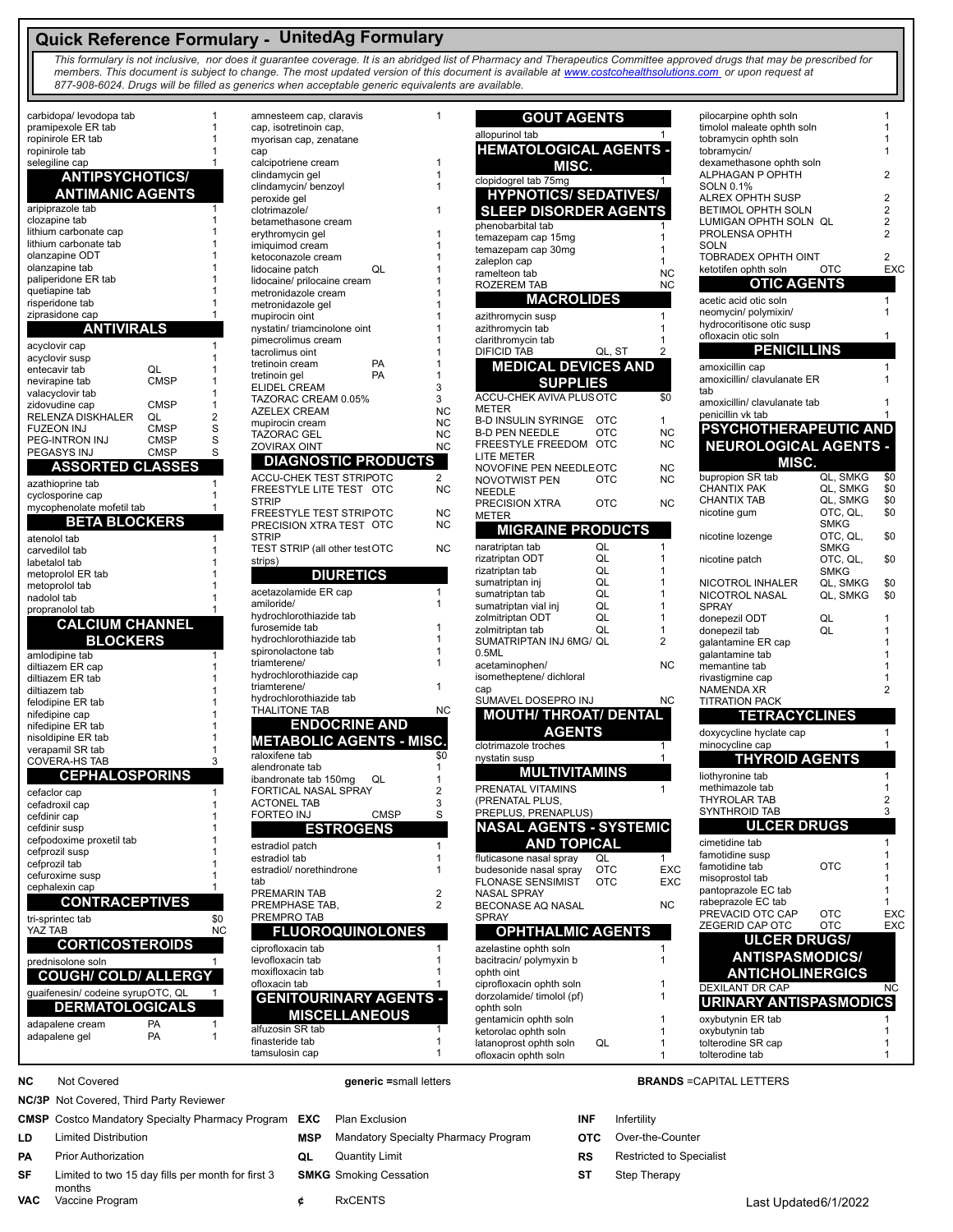# Quick Reference Formulary - UnitedAg Formulary

*This formulary is not inclusive, nor does it guarantee coverage. It is an abridged list of Pharmacy and Therapeutics Committee approved drugs that may be prescribed for members. This document is subject to change. The most updated version of this document is available at www.costcohealthsolutions.com or upon request at 877-908-6024. Drugs will be filled as generics when acceptable generic equivalents are available.*

| Drug | Notes | Tier |
|---|---|---|
| carbidopa/ levodopa tab | | 1 |
| pramipexole ER tab | | 1 |
| ropinirole ER tab | | 1 |
| ropinirole tab | | 1 |
| selegiline cap | | 1 |

## ANTIPSYCHOTICS/ ANTIMANIC AGENTS

| Drug | Notes | Tier |
|---|---|---|
| aripiprazole tab | | 1 |
| clozapine tab | | 1 |
| lithium carbonate cap | | 1 |
| lithium carbonate tab | | 1 |
| olanzapine ODT | | 1 |
| olanzapine tab | | 1 |
| paliperidone ER tab | | 1 |
| quetiapine tab | | 1 |
| risperidone tab | | 1 |
| ziprasidone cap | | 1 |

## ANTIVIRALS

| Drug | Notes | Tier |
|---|---|---|
| acyclovir cap | | 1 |
| acyclovir susp | | 1 |
| entecavir tab | QL | 1 |
| nevirapine tab | CMSP | 1 |
| valacyclovir tab | | 1 |
| zidovudine cap | CMSP | 1 |
| RELENZA DISKHALER | QL | 2 |
| FUZEON INJ | CMSP | S |
| PEG-INTRON INJ | CMSP | S |
| PEGASYS INJ | CMSP | S |

## ASSORTED CLASSES

| Drug | Notes | Tier |
|---|---|---|
| azathioprine tab | | 1 |
| cyclosporine cap | | 1 |
| mycophenolate mofetil tab | | 1 |

## BETA BLOCKERS

| Drug | Notes | Tier |
|---|---|---|
| atenolol tab | | 1 |
| carvedilol tab | | 1 |
| labetalol tab | | 1 |
| metoprolol ER tab | | 1 |
| metoprolol tab | | 1 |
| nadolol tab | | 1 |
| propranolol tab | | 1 |

## CALCIUM CHANNEL BLOCKERS

| Drug | Notes | Tier |
|---|---|---|
| amlodipine tab | | 1 |
| diltiazem ER cap | | 1 |
| diltiazem ER tab | | 1 |
| diltiazem tab | | 1 |
| felodipine ER tab | | 1 |
| nifedipine cap | | 1 |
| nifedipine ER tab | | 1 |
| nisoldipine ER tab | | 1 |
| verapamil SR tab | | 1 |
| COVERA-HS TAB | | 3 |

## CEPHALOSPORINS

| Drug | Notes | Tier |
|---|---|---|
| cefaclor cap | | 1 |
| cefadroxil cap | | 1 |
| cefdinir cap | | 1 |
| cefdinir susp | | 1 |
| cefpodoxime proxetil tab | | 1 |
| cefprozil susp | | 1 |
| cefprozil tab | | 1 |
| cefuroxime susp | | 1 |
| cephalexin cap | | 1 |

## CONTRACEPTIVES

| Drug | Notes | Tier |
|---|---|---|
| tri-sprintec tab | | $0 |
| YAZ TAB | | NC |

## CORTICOSTEROIDS

| Drug | Notes | Tier |
|---|---|---|
| prednisolone soln | | 1 |

## COUGH/ COLD/ ALLERGY

| Drug | Notes | Tier |
|---|---|---|
| guaifenesin/ codeine syrup | OTC, QL | 1 |

## DERMATOLOGICALS

| Drug | Notes | Tier |
|---|---|---|
| adapalene cream | PA | 1 |
| adapalene gel | PA | 1 |
| amnesteem cap, claravis cap, isotretinoin cap, myorisan cap, zenatane cap | | 1 |
| calcipotriene cream | | 1 |
| clindamycin gel | | 1 |
| clindamycin/ benzoyl peroxide gel | | 1 |
| clotrimazole/ betamethasone cream | | 1 |
| erythromycin gel | | 1 |
| imiquimod cream | | 1 |
| ketoconazole cream | | 1 |
| lidocaine patch | QL | 1 |
| lidocaine/ prilocaine cream | | 1 |
| metronidazole cream | | 1 |
| metronidazole gel | | 1 |
| mupirocin oint | | 1 |
| nystatin/ triamcinolone oint | | 1 |
| pimecrolimus cream | | 1 |
| tacrolimus oint | | 1 |
| tretinoin cream | PA | 1 |
| tretinoin gel | PA | 1 |
| ELIDEL CREAM | | 3 |
| TAZORAC CREAM 0.05% | | 3 |
| AZELEX CREAM | | NC |
| mupirocin cream | | NC |
| TAZORAC GEL | | NC |
| ZOVIRAX OINT | | NC |

## DIAGNOSTIC PRODUCTS

| Drug | Notes | Tier |
|---|---|---|
| ACCU-CHEK TEST STRIP | OTC | 2 |
| FREESTYLE LITE TEST STRIP | OTC | NC |
| FREESTYLE TEST STRIP | OTC | NC |
| PRECISION XTRA TEST STRIP | OTC | NC |
| TEST STRIP (all other test strips) | OTC | NC |

## DIURETICS

| Drug | Notes | Tier |
|---|---|---|
| acetazolamide ER cap | | 1 |
| amiloride/ hydrochlorothiazide tab | | 1 |
| furosemide tab | | 1 |
| hydrochlorothiazide tab | | 1 |
| spironolactone tab | | 1 |
| triamterene/ hydrochlorothiazide cap | | 1 |
| triamterene/ hydrochlorothiazide tab | | 1 |
| THALITONE TAB | | NC |

## ENDOCRINE AND METABOLIC AGENTS - MISC.

| Drug | Notes | Tier |
|---|---|---|
| raloxifene tab | | $0 |
| alendronate tab | | 1 |
| ibandronate tab 150mg | QL | 1 |
| FORTICAL NASAL SPRAY | | 2 |
| ACTONEL TAB | | 3 |
| FORTEO INJ | CMSP | S |

## ESTROGENS

| Drug | Notes | Tier |
|---|---|---|
| estradiol patch | | 1 |
| estradiol tab | | 1 |
| estradiol/ norethindrone tab | | 1 |
| PREMARIN TAB | | 2 |
| PREMPHASE TAB, PREMPRO TAB | | 2 |

## FLUOROQUINOLONES

| Drug | Notes | Tier |
|---|---|---|
| ciprofloxacin tab | | 1 |
| levofloxacin tab | | 1 |
| moxifloxacin tab | | 1 |
| ofloxacin tab | | 1 |

## GENITOURINARY AGENTS - MISCELLANEOUS

| Drug | Notes | Tier |
|---|---|---|
| alfuzosin SR tab | | 1 |
| finasteride tab | | 1 |
| tamsulosin cap | | 1 |

## GOUT AGENTS

| Drug | Notes | Tier |
|---|---|---|
| allopurinol tab | | 1 |

## HEMATOLOGICAL AGENTS - MISC.

| Drug | Notes | Tier |
|---|---|---|
| clopidogrel tab 75mg | | 1 |

## HYPNOTICS/ SEDATIVES/ SLEEP DISORDER AGENTS

| Drug | Notes | Tier |
|---|---|---|
| phenobarbital tab | | 1 |
| temazepam cap 15mg | | 1 |
| temazepam cap 30mg | | 1 |
| zaleplon cap | | 1 |
| ramelteon tab | | NC |
| ROZEREM TAB | | NC |

## MACROLIDES

| Drug | Notes | Tier |
|---|---|---|
| azithromycin susp | | 1 |
| azithromycin tab | | 1 |
| clarithromycin tab | | 1 |
| DIFICID TAB | QL, ST | 2 |

## MEDICAL DEVICES AND SUPPLIES

| Drug | Notes | Tier |
|---|---|---|
| ACCU-CHEK AVIVA PLUS METER | OTC | $0 |
| B-D INSULIN SYRINGE | OTC | 1 |
| B-D PEN NEEDLE | OTC | NC |
| FREESTYLE FREEDOM LITE METER | OTC | NC |
| NOVOFINE PEN NEEDLE | OTC | NC |
| NOVOTWIST PEN NEEDLE | OTC | NC |
| PRECISION XTRA METER | OTC | NC |

## MIGRAINE PRODUCTS

| Drug | Notes | Tier |
|---|---|---|
| naratriptan tab | QL | 1 |
| rizatriptan ODT | QL | 1 |
| rizatriptan tab | QL | 1 |
| sumatriptan inj | QL | 1 |
| sumatriptan tab | QL | 1 |
| sumatriptan vial inj | QL | 1 |
| zolmitriptan ODT | QL | 1 |
| zolmitriptan tab | QL | 1 |
| SUMATRIPTAN INJ 6MG/ 0.5ML | QL | 2 |
| acetaminophen/ isometheptene/ dichloral cap | | NC |
| SUMAVEL DOSEPRO INJ | | NC |

## MOUTH/ THROAT/ DENTAL AGENTS

| Drug | Notes | Tier |
|---|---|---|
| clotrimazole troches | | 1 |
| nystatin susp | | 1 |

## MULTIVITAMINS

| Drug | Notes | Tier |
|---|---|---|
| PRENATAL VITAMINS (PRENATAL PLUS, PREPLUS, PRENAPLUS) | | 1 |

## NASAL AGENTS - SYSTEMIC AND TOPICAL

| Drug | Notes | Tier |
|---|---|---|
| fluticasone nasal spray | QL | 1 |
| budesonide nasal spray | OTC | EXC |
| FLONASE SENSIMIST NASAL SPRAY | OTC | EXC |
| BECONASE AQ NASAL SPRAY | | NC |

## OPHTHALMIC AGENTS

| Drug | Notes | Tier |
|---|---|---|
| azelastine ophth soln | | 1 |
| bacitracin/ polymyxin b ophth oint | | 1 |
| ciprofloxacin ophth soln | | 1 |
| dorzolamide/ timolol (pf) ophth soln | | 1 |
| gentamicin ophth soln | | 1 |
| ketorolac ophth soln | | 1 |
| latanoprost ophth soln | QL | 1 |
| ofloxacin ophth soln | | 1 |
| pilocarpine ophth soln | | 1 |
| timolol maleate ophth soln | | 1 |
| tobramycin ophth soln | | 1 |
| tobramycin/ dexamethasone ophth soln | | 1 |
| ALPHAGAN P OPHTH SOLN 0.1% | | 2 |
| ALREX OPHTH SUSP | | 2 |
| BETIMOL OPHTH SOLN | | 2 |
| LUMIGAN OPHTH SOLN | QL | 2 |
| PROLENSA OPHTH SOLN | | 2 |
| TOBRADEX OPHTH OINT | | 2 |
| ketotifen ophth soln | OTC | EXC |

## OTIC AGENTS

| Drug | Notes | Tier |
|---|---|---|
| acetic acid otic soln | | 1 |
| neomycin/ polymixin/ hydrocoritisone otic susp | | 1 |
| ofloxacin otic soln | | 1 |

## PENICILLINS

| Drug | Notes | Tier |
|---|---|---|
| amoxicillin cap | | 1 |
| amoxicillin/ clavulanate ER tab | | 1 |
| amoxicillin/ clavulanate tab | | 1 |
| penicillin vk tab | | 1 |

## PSYCHOTHERAPEUTIC AND NEUROLOGICAL AGENTS - MISC.

| Drug | Notes | Tier |
|---|---|---|
| bupropion SR tab | QL, SMKG | $0 |
| CHANTIX PAK | QL, SMKG | $0 |
| CHANTIX TAB | QL, SMKG | $0 |
| nicotine gum | OTC, QL, SMKG | $0 |
| nicotine lozenge | OTC, QL, SMKG | $0 |
| nicotine patch | OTC, QL, SMKG | $0 |
| NICOTROL INHALER | QL, SMKG | $0 |
| NICOTROL NASAL SPRAY | QL, SMKG | $0 |
| donepezil ODT | QL | 1 |
| donepezil tab | QL | 1 |
| galantamine ER cap | | 1 |
| galantamine tab | | 1 |
| memantine tab | | 1 |
| rivastigmine cap | | 1 |
| NAMENDA XR TITRATION PACK | | 2 |

## TETRACYCLINES

| Drug | Notes | Tier |
|---|---|---|
| doxycycline hyclate cap | | 1 |
| minocycline cap | | 1 |

## THYROID AGENTS

| Drug | Notes | Tier |
|---|---|---|
| liothyronine tab | | 1 |
| methimazole tab | | 1 |
| THYROLAR TAB | | 2 |
| SYNTHROID TAB | | 3 |

## ULCER DRUGS

| Drug | Notes | Tier |
|---|---|---|
| cimetidine tab | | 1 |
| famotidine susp | | 1 |
| famotidine tab | OTC | 1 |
| misoprostol tab | | 1 |
| pantoprazole EC tab | | 1 |
| rabeprazole EC tab | | 1 |
| PREVACID OTC CAP | OTC | EXC |
| ZEGERID CAP OTC | OTC | EXC |

## ULCER DRUGS/ ANTISPASMODICS/ ANTICHOLINERGICS

| Drug | Notes | Tier |
|---|---|---|
| DEXILANT DR CAP | | NC |

## URINARY ANTISPASMODICS

| Drug | Notes | Tier |
|---|---|---|
| oxybutynin ER tab | | 1 |
| oxybutynin tab | | 1 |
| tolterodine SR cap | | 1 |
| tolterodine tab | | 1 |

---

**NC** Not Covered | **generic =** small letters | **BRANDS** = CAPITAL LETTERS

| Code | Meaning | Code | Meaning | Code | Meaning |
|---|---|---|---|---|---|
| NC/3P | Not Covered, Third Party Reviewer | | | | |
| CMSP | Costco Mandatory Specialty Pharmacy Program | EXC | Plan Exclusion | INF | Infertility |
| LD | Limited Distribution | MSP | Mandatory Specialty Pharmacy Program | OTC | Over-the-Counter |
| PA | Prior Authorization | QL | Quantity Limit | RS | Restricted to Specialist |
| SF | Limited to two 15 day fills per month for first 3 months | SMKG | Smoking Cessation | ST | Step Therapy |
| VAC | Vaccine Program | ¢ | RxCENTS | | |

Last Updated 6/1/2022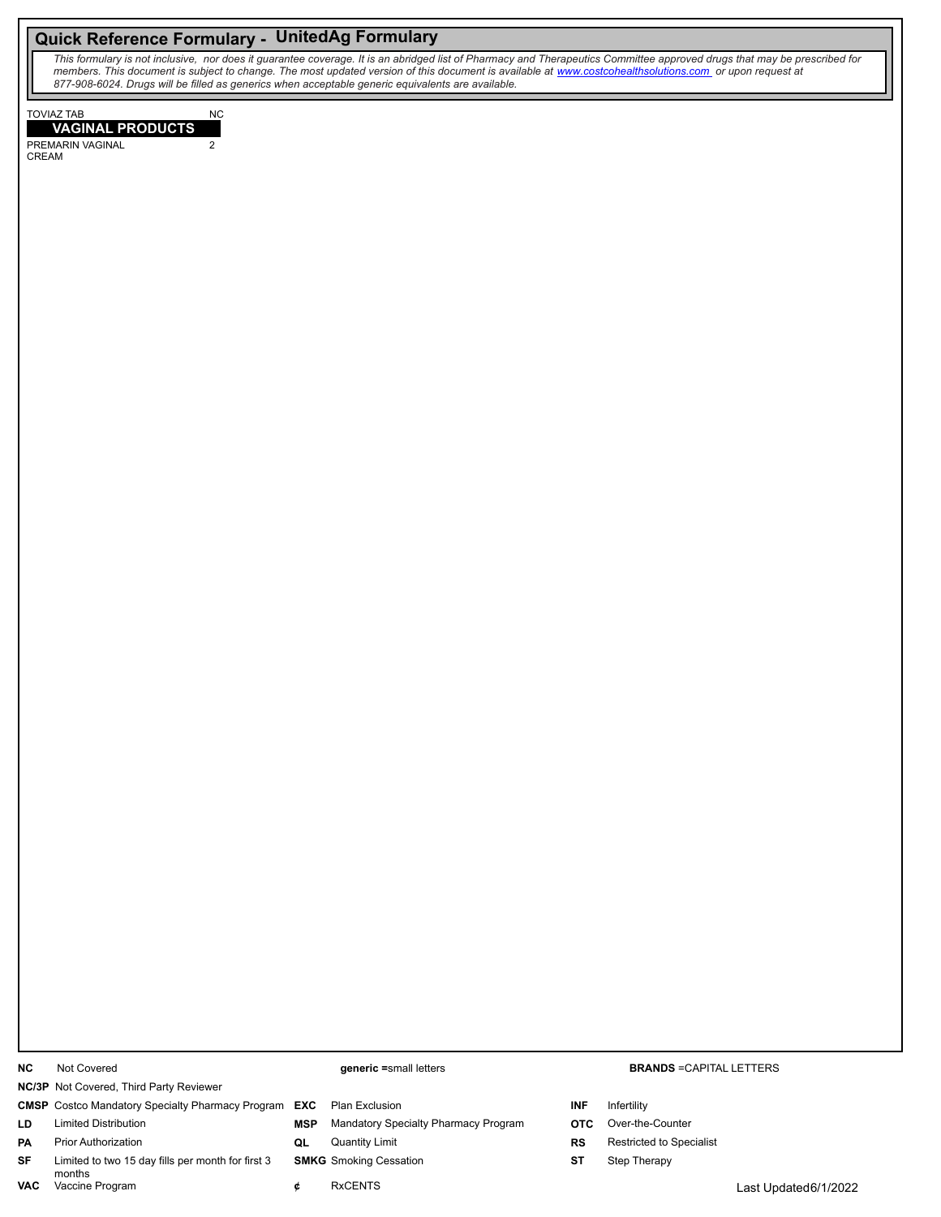## Quick Reference Formulary - UnitedAg Formulary

*This formulary is not inclusive, nor does it guarantee coverage. It is an abridged list of Pharmacy and Therapeutics Committee approved drugs that may be prescribed for members. This document is subject to change. The most updated version of this document is available at [www.costcohealthsolutions.com](http://www.costcohealthsolutions.com) or upon request at 877-908-6024. Drugs will be filled as generics when acceptable generic equivalents are available.*

| | |
|---|---|
| TOVIAZ TAB | NC |

### VAGINAL PRODUCTS

| | |
|---|---|
| PREMARIN VAGINAL CREAM | 2 |

| | | | | | |
|---|---|---|---|---|---|
| **NC** | Not Covered | | **generic** =small letters | | **BRANDS** =CAPITAL LETTERS |
| **NC/3P** | Not Covered, Third Party Reviewer | | | | |
| **CMSP** | Costco Mandatory Specialty Pharmacy Program | **EXC** | Plan Exclusion | **INF** | Infertility |
| **LD** | Limited Distribution | **MSP** | Mandatory Specialty Pharmacy Program | **OTC** | Over-the-Counter |
| **PA** | Prior Authorization | **QL** | Quantity Limit | **RS** | Restricted to Specialist |
| **SF** | Limited to two 15 day fills per month for first 3 months | **SMKG** | Smoking Cessation | **ST** | Step Therapy |
| **VAC** | Vaccine Program | **¢** | RxCENTS | | |

Last Updated6/1/2022